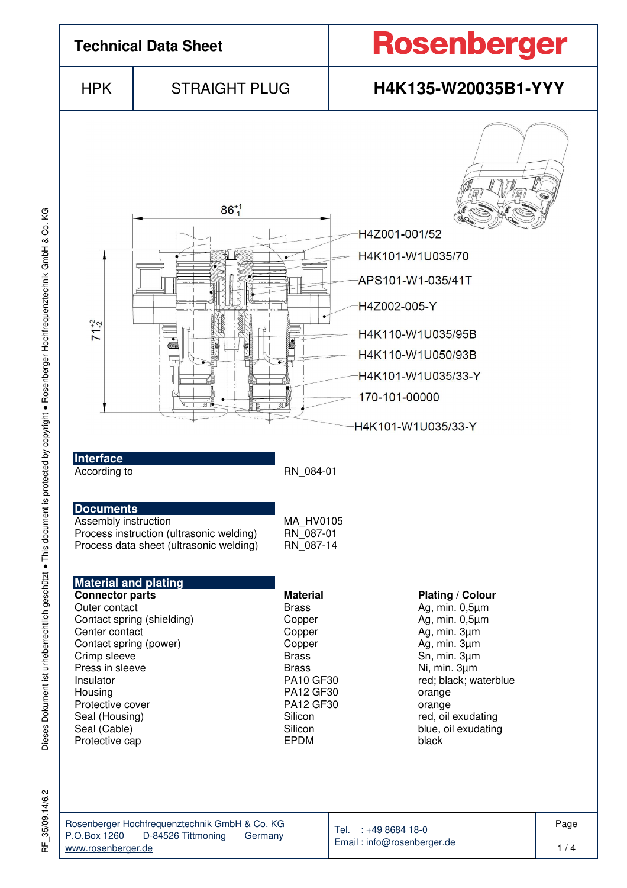# Technical Data Sheet

**Rosenberger**

| HPK | STRAIGHT PLUG | H4K135-W20035B1-YYY |
|---|---|---|

$86^{+1}_{-1}$

$71^{+2}_{-2}$

H4Z001-001/52
H4K101-W1U035/70
APS101-W1-035/41T
H4Z002-005-Y
H4K110-W1U035/95B
H4K110-W1U050/93B
H4K101-W1U035/33-Y
170-101-00000
H4K101-W1U035/33-Y

## Interface

| | |
|---|---|
| According to | RN_084-01 |

## Documents

| | |
|---|---|
| Assembly instruction | MA_HV0105 |
| Process instruction (ultrasonic welding) | RN_087-01 |
| Process data sheet (ultrasonic welding) | RN_087-14 |

## Material and plating

| **Connector parts** | **Material** | **Plating / Colour** |
|---|---|---|
| Outer contact | Brass | Ag, min. 0,5µm |
| Contact spring (shielding) | Copper | Ag, min. 0,5µm |
| Center contact | Copper | Ag, min. 3µm |
| Contact spring (power) | Copper | Ag, min. 3µm |
| Crimp sleeve | Brass | Sn, min. 3µm |
| Press in sleeve | Brass | Ni, min. 3µm |
| Insulator | PA10 GF30 | red; black; waterblue |
| Housing | PA12 GF30 | orange |
| Protective cover | PA12 GF30 | orange |
| Seal (Housing) | Silicon | red, oil exudating |
| Seal (Cable) | Silicon | blue, oil exudating |
| Protective cap | EPDM | black |

Rosenberger Hochfrequenztechnik GmbH & Co. KG
P.O.Box 1260 D-84526 Tittmoning Germany
www.rosenberger.de

Tel. : +49 8684 18-0
Email : info@rosenberger.de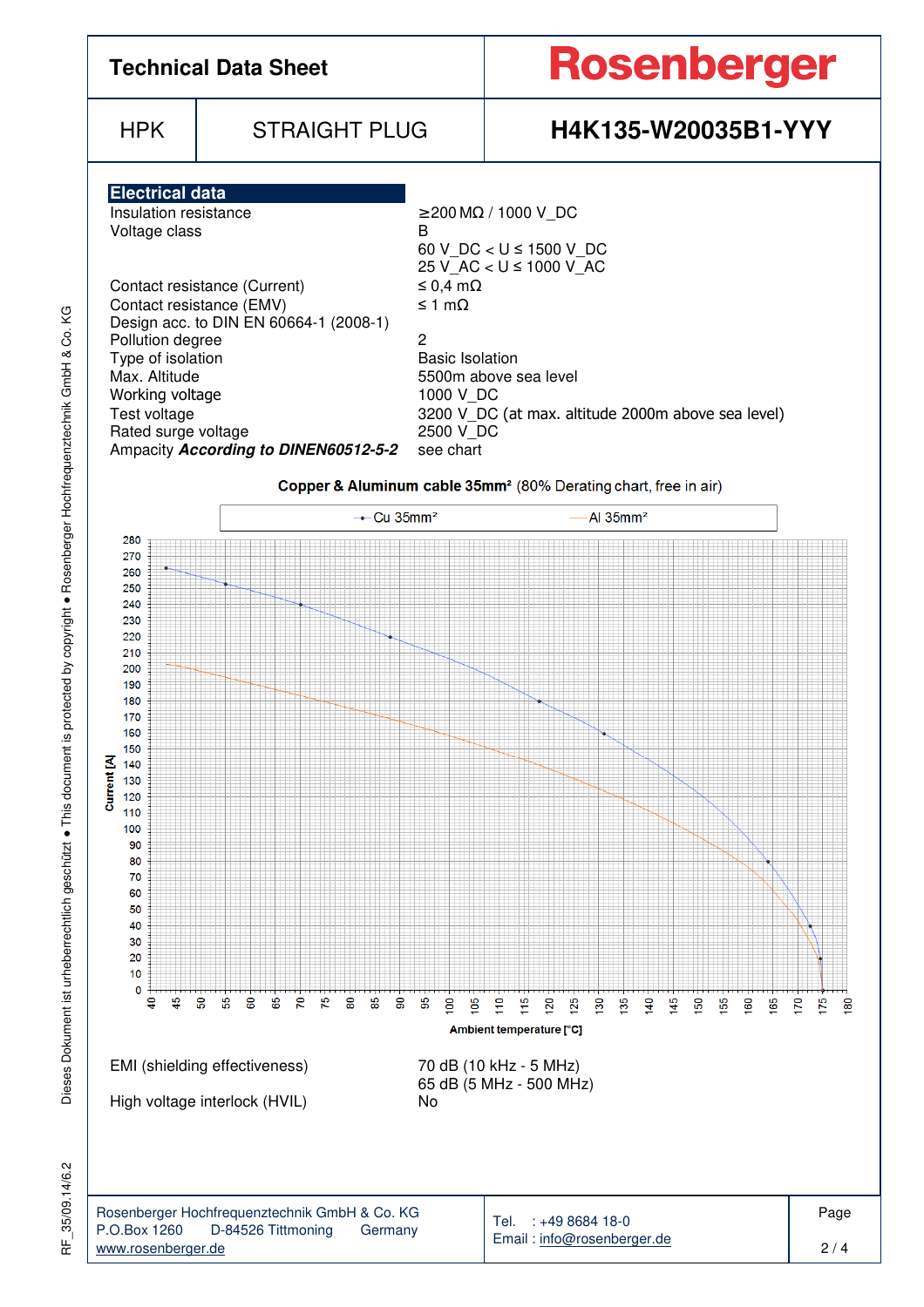# Technical Data Sheet

**Rosenberger**

| HPK | STRAIGHT PLUG | H4K135-W20035B1-YYY |
|---|---|---|

## Electrical data

| | |
|---|---|
| Insulation resistance | ≥200 MΩ / 1000 V_DC |
| Voltage class | B<br>60 V_DC < U ≤ 1500 V_DC<br>25 V_AC < U ≤ 1000 V_AC |
| Contact resistance (Current) | ≤ 0,4 mΩ |
| Contact resistance (EMV) | ≤ 1 mΩ |
| Design acc. to DIN EN 60664-1 (2008-1) | |
| Pollution degree | 2 |
| Type of isolation | Basic Isolation |
| Max. Altitude | 5500m above sea level |
| Working voltage | 1000 V_DC |
| Test voltage | 3200 V_DC (at max. altitude 2000m above sea level) |
| Rated surge voltage | 2500 V_DC |
| Ampacity ***According to DINEN60512-5-2*** | see chart |

**Copper & Aluminum cable 35mm²** (80% Derating chart, free in air)

Legend: Cu 35mm², Al 35mm²

Current [A]

Ambient temperature [°C]

| | |
|---|---|
| EMI (shielding effectiveness) | 70 dB (10 kHz - 5 MHz)<br>65 dB (5 MHz - 500 MHz) |
| High voltage interlock (HVIL) | No |

Rosenberger Hochfrequenztechnik GmbH & Co. KG
P.O.Box 1260 D-84526 Tittmoning Germany
www.rosenberger.de

Tel. : +49 8684 18-0
Email : info@rosenberger.de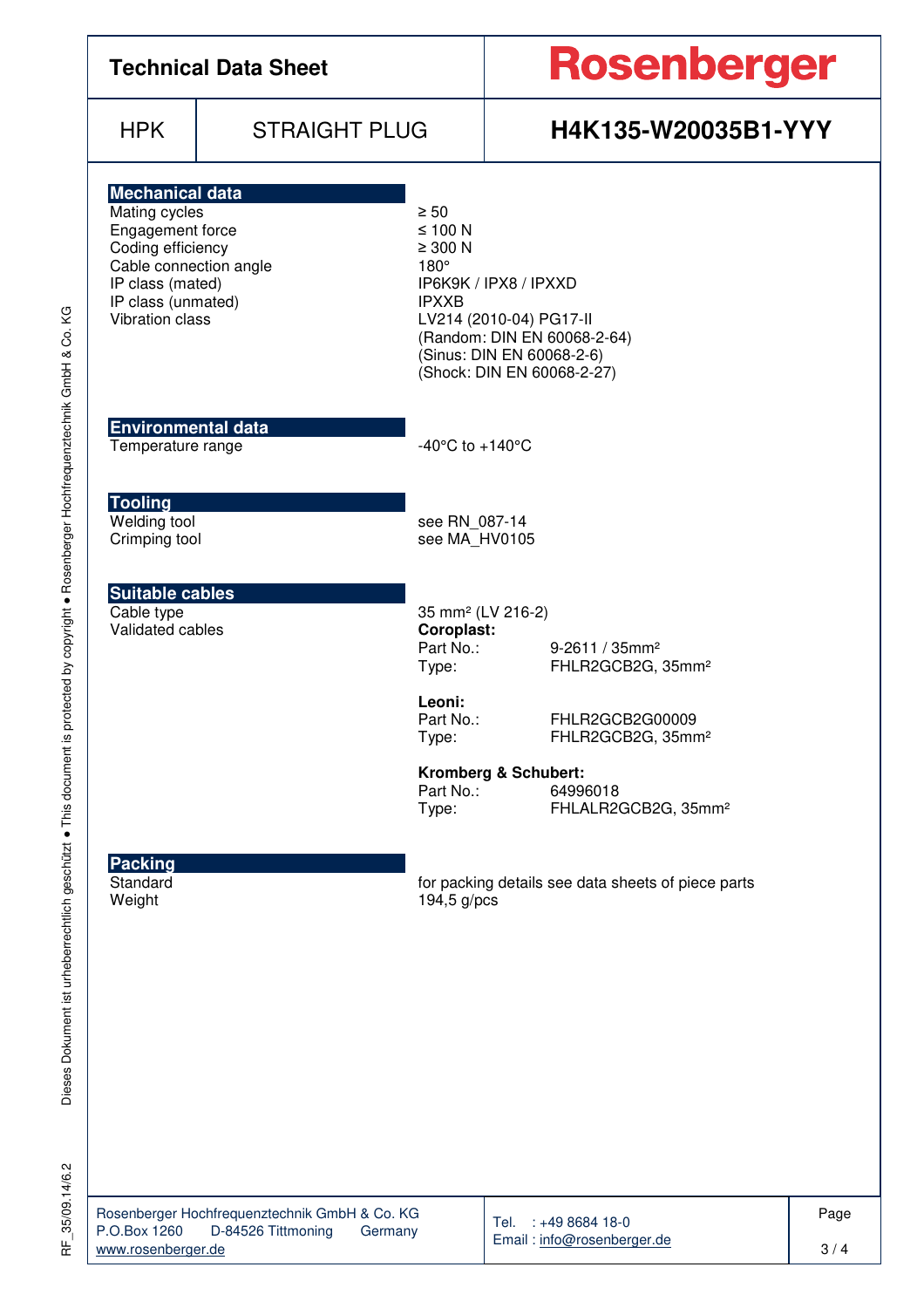# Technical Data Sheet

**Rosenberger**

| HPK | STRAIGHT PLUG | H4K135-W20035B1-YYY |
|---|---|---|

## Mechanical data

| | |
|---|---|
| Mating cycles | ≥ 50 |
| Engagement force | ≤ 100 N |
| Coding efficiency | ≥ 300 N |
| Cable connection angle | 180° |
| IP class (mated) | IP6K9K / IPX8 / IPXXD |
| IP class (unmated) | IPXXB |
| Vibration class | LV214 (2010-04) PG17-II<br>(Random: DIN EN 60068-2-64)<br>(Sinus: DIN EN 60068-2-6)<br>(Shock: DIN EN 60068-2-27) |

## Environmental data

| | |
|---|---|
| Temperature range | -40°C to +140°C |

## Tooling

| | |
|---|---|
| Welding tool | see RN_087-14 |
| Crimping tool | see MA_HV0105 |

## Suitable cables

Cable type: 35 mm² (LV 216-2)

Validated cables:

**Coroplast:**

| | |
|---|---|
| Part No.: | 9-2611 / 35mm² |
| Type: | FHLR2GCB2G, 35mm² |

**Leoni:**

| | |
|---|---|
| Part No.: | FHLR2GCB2G00009 |
| Type: | FHLR2GCB2G, 35mm² |

**Kromberg & Schubert:**

| | |
|---|---|
| Part No.: | 64996018 |
| Type: | FHLALR2GCB2G, 35mm² |

## Packing

| | |
|---|---|
| Standard | for packing details see data sheets of piece parts |
| Weight | 194,5 g/pcs |

Rosenberger Hochfrequenztechnik GmbH & Co. KG
P.O.Box 1260 D-84526 Tittmoning Germany
www.rosenberger.de

Tel. : +49 8684 18-0
Email : info@rosenberger.de

RF_35/09.14/6.2

Dieses Dokument ist urheberrechtlich geschützt ● This document is protected by copyright ● Rosenberger Hochfrequenztechnik GmbH & Co. KG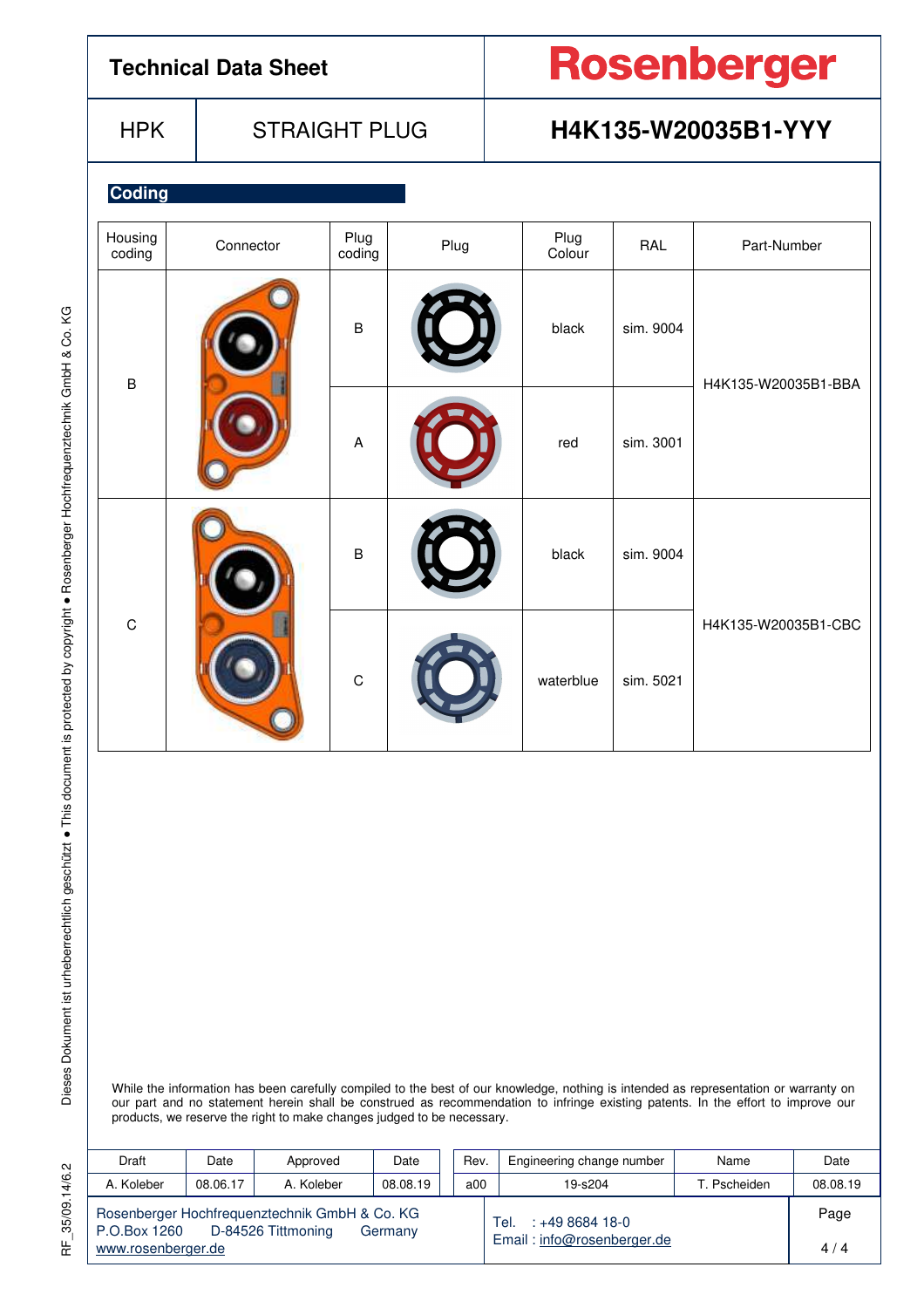# Technical Data Sheet

**Rosenberger**

| HPK | STRAIGHT PLUG | H4K135-W20035B1-YYY |
|---|---|---|

## Coding

| Housing coding | Connector | Plug coding | Plug | Plug Colour | RAL | Part-Number |
|---|---|---|---|---|---|---|
| B | | B | | black | sim. 9004 | H4K135-W20035B1-BBA |
| | | A | | red | sim. 3001 | |
| C | | B | | black | sim. 9004 | H4K135-W20035B1-CBC |
| | | C | | waterblue | sim. 5021 | |

While the information has been carefully compiled to the best of our knowledge, nothing is intended as representation or warranty on our part and no statement herein shall be construed as recommendation to infringe existing patents. In the effort to improve our products, we reserve the right to make changes judged to be necessary.

| Draft | Date | Approved | Date | Rev. | Engineering change number | Name | Date |
|---|---|---|---|---|---|---|---|
| A. Koleber | 08.06.17 | A. Koleber | 08.08.19 | a00 | 19-s204 | T. Pscheiden | 08.08.19 |

Rosenberger Hochfrequenztechnik GmbH & Co. KG
P.O.Box 1260 D-84526 Tittmoning Germany
www.rosenberger.de

Tel. : +49 8684 18-0
Email : info@rosenberger.de

Dieses Dokument ist urheberrechtlich geschützt ● This document is protected by copyright ● Rosenberger Hochfrequenztechnik GmbH & Co. KG

RF_35/09.14/6.2